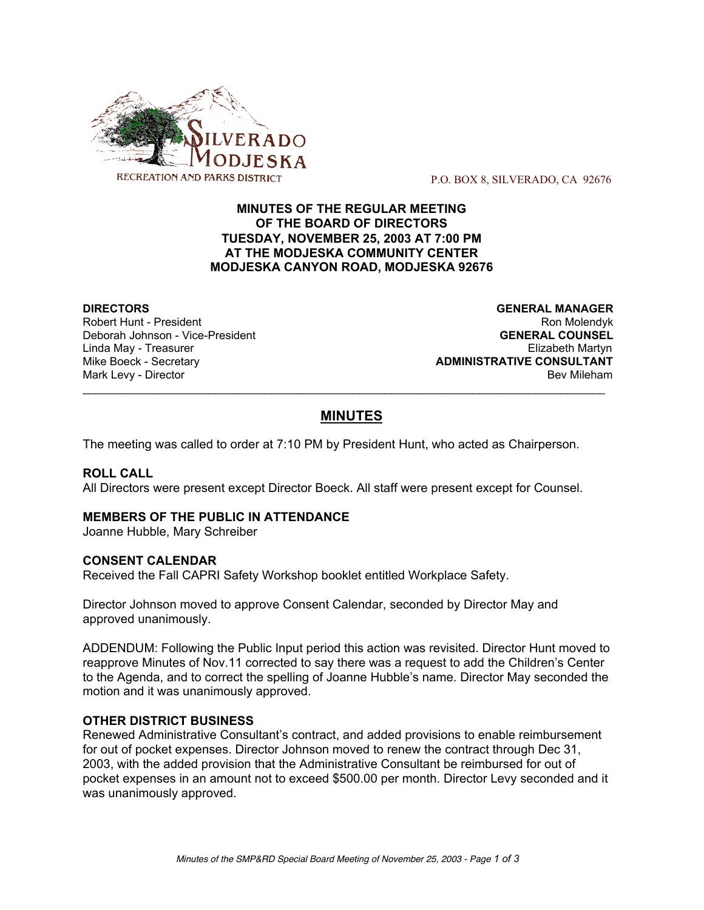SILVERADO MODJESKA
RECREATION AND PARKS DISTRICT

P.O. BOX 8, SILVERADO, CA 92676

**MINUTES OF THE REGULAR MEETING**
**OF THE BOARD OF DIRECTORS**
**TUESDAY, NOVEMBER 25, 2003 AT 7:00 PM**
**AT THE MODJESKA COMMUNITY CENTER**
**MODJESKA CANYON ROAD, MODJESKA 92676**

**DIRECTORS**
Robert Hunt - President
Deborah Johnson - Vice-President
Linda May - Treasurer
Mike Boeck - Secretary
Mark Levy - Director

**GENERAL MANAGER**
Ron Molendyk
**GENERAL COUNSEL**
Elizabeth Martyn
**ADMINISTRATIVE CONSULTANT**
Bev Mileham

---

## MINUTES

The meeting was called to order at 7:10 PM by President Hunt, who acted as Chairperson.

### ROLL CALL

All Directors were present except Director Boeck. All staff were present except for Counsel.

### MEMBERS OF THE PUBLIC IN ATTENDANCE

Joanne Hubble, Mary Schreiber

### CONSENT CALENDAR

Received the Fall CAPRI Safety Workshop booklet entitled Workplace Safety.

Director Johnson moved to approve Consent Calendar, seconded by Director May and approved unanimously.

ADDENDUM: Following the Public Input period this action was revisited. Director Hunt moved to reapprove Minutes of Nov.11 corrected to say there was a request to add the Children's Center to the Agenda, and to correct the spelling of Joanne Hubble's name. Director May seconded the motion and it was unanimously approved.

### OTHER DISTRICT BUSINESS

Renewed Administrative Consultant's contract, and added provisions to enable reimbursement for out of pocket expenses. Director Johnson moved to renew the contract through Dec 31, 2003, with the added provision that the Administrative Consultant be reimbursed for out of pocket expenses in an amount not to exceed $500.00 per month. Director Levy seconded and it was unanimously approved.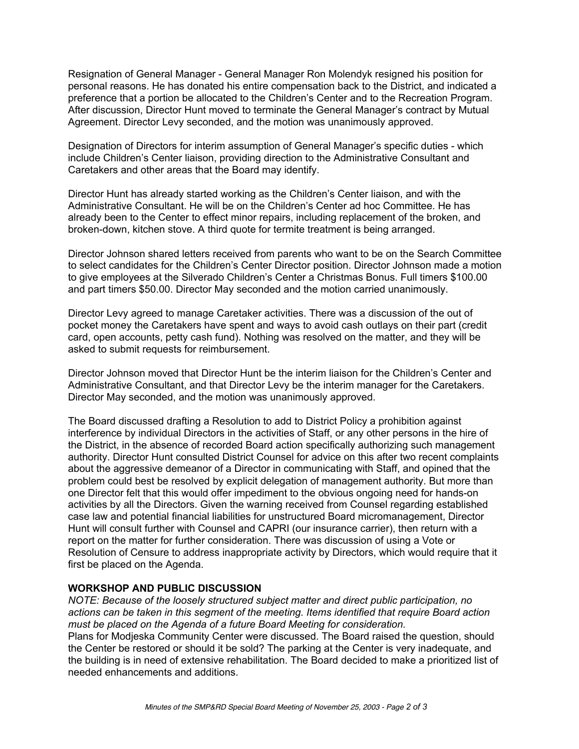Resignation of General Manager - General Manager Ron Molendyk resigned his position for personal reasons. He has donated his entire compensation back to the District, and indicated a preference that a portion be allocated to the Children's Center and to the Recreation Program. After discussion, Director Hunt moved to terminate the General Manager's contract by Mutual Agreement. Director Levy seconded, and the motion was unanimously approved.

Designation of Directors for interim assumption of General Manager's specific duties - which include Children's Center liaison, providing direction to the Administrative Consultant and Caretakers and other areas that the Board may identify.

Director Hunt has already started working as the Children's Center liaison, and with the Administrative Consultant. He will be on the Children's Center ad hoc Committee. He has already been to the Center to effect minor repairs, including replacement of the broken, and broken-down, kitchen stove. A third quote for termite treatment is being arranged.

Director Johnson shared letters received from parents who want to be on the Search Committee to select candidates for the Children's Center Director position. Director Johnson made a motion to give employees at the Silverado Children's Center a Christmas Bonus. Full timers $100.00 and part timers $50.00. Director May seconded and the motion carried unanimously.

Director Levy agreed to manage Caretaker activities. There was a discussion of the out of pocket money the Caretakers have spent and ways to avoid cash outlays on their part (credit card, open accounts, petty cash fund). Nothing was resolved on the matter, and they will be asked to submit requests for reimbursement.

Director Johnson moved that Director Hunt be the interim liaison for the Children's Center and Administrative Consultant, and that Director Levy be the interim manager for the Caretakers. Director May seconded, and the motion was unanimously approved.

The Board discussed drafting a Resolution to add to District Policy a prohibition against interference by individual Directors in the activities of Staff, or any other persons in the hire of the District, in the absence of recorded Board action specifically authorizing such management authority. Director Hunt consulted District Counsel for advice on this after two recent complaints about the aggressive demeanor of a Director in communicating with Staff, and opined that the problem could best be resolved by explicit delegation of management authority. But more than one Director felt that this would offer impediment to the obvious ongoing need for hands-on activities by all the Directors. Given the warning received from Counsel regarding established case law and potential financial liabilities for unstructured Board micromanagement, Director Hunt will consult further with Counsel and CAPRI (our insurance carrier), then return with a report on the matter for further consideration. There was discussion of using a Vote or Resolution of Censure to address inappropriate activity by Directors, which would require that it first be placed on the Agenda.

**WORKSHOP AND PUBLIC DISCUSSION**

*NOTE: Because of the loosely structured subject matter and direct public participation, no actions can be taken in this segment of the meeting. Items identified that require Board action must be placed on the Agenda of a future Board Meeting for consideration.*

Plans for Modjeska Community Center were discussed. The Board raised the question, should the Center be restored or should it be sold? The parking at the Center is very inadequate, and the building is in need of extensive rehabilitation. The Board decided to make a prioritized list of needed enhancements and additions.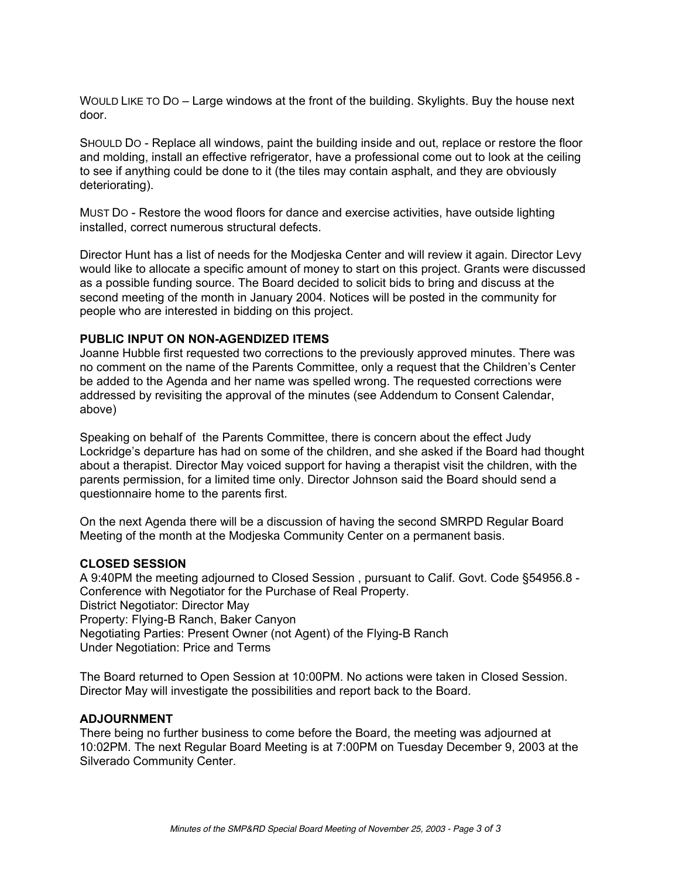WOULD LIKE TO DO – Large windows at the front of the building. Skylights. Buy the house next door.

SHOULD DO - Replace all windows, paint the building inside and out, replace or restore the floor and molding, install an effective refrigerator, have a professional come out to look at the ceiling to see if anything could be done to it (the tiles may contain asphalt, and they are obviously deteriorating).

MUST DO - Restore the wood floors for dance and exercise activities, have outside lighting installed, correct numerous structural defects.

Director Hunt has a list of needs for the Modjeska Center and will review it again. Director Levy would like to allocate a specific amount of money to start on this project. Grants were discussed as a possible funding source. The Board decided to solicit bids to bring and discuss at the second meeting of the month in January 2004. Notices will be posted in the community for people who are interested in bidding on this project.

**PUBLIC INPUT ON NON-AGENDIZED ITEMS**

Joanne Hubble first requested two corrections to the previously approved minutes. There was no comment on the name of the Parents Committee, only a request that the Children's Center be added to the Agenda and her name was spelled wrong. The requested corrections were addressed by revisiting the approval of the minutes (see Addendum to Consent Calendar, above)

Speaking on behalf of the Parents Committee, there is concern about the effect Judy Lockridge's departure has had on some of the children, and she asked if the Board had thought about a therapist. Director May voiced support for having a therapist visit the children, with the parents permission, for a limited time only. Director Johnson said the Board should send a questionnaire home to the parents first.

On the next Agenda there will be a discussion of having the second SMRPD Regular Board Meeting of the month at the Modjeska Community Center on a permanent basis.

**CLOSED SESSION**

A 9:40PM the meeting adjourned to Closed Session , pursuant to Calif. Govt. Code §54956.8 - Conference with Negotiator for the Purchase of Real Property.
District Negotiator: Director May
Property: Flying-B Ranch, Baker Canyon
Negotiating Parties: Present Owner (not Agent) of the Flying-B Ranch
Under Negotiation: Price and Terms

The Board returned to Open Session at 10:00PM. No actions were taken in Closed Session. Director May will investigate the possibilities and report back to the Board.

**ADJOURNMENT**

There being no further business to come before the Board, the meeting was adjourned at 10:02PM. The next Regular Board Meeting is at 7:00PM on Tuesday December 9, 2003 at the Silverado Community Center.